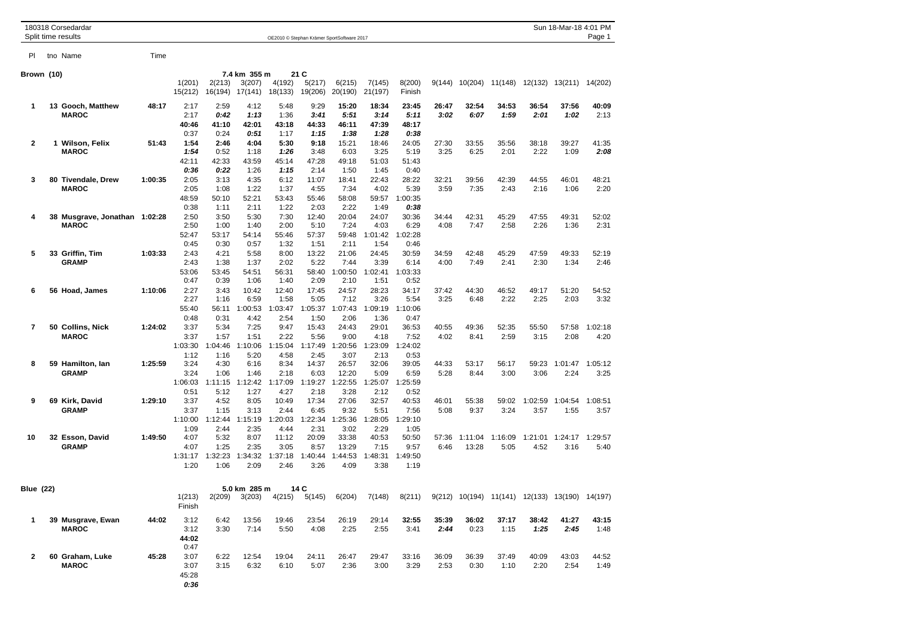180318 Corsedardar
Split time results

OE2010 © Stephan Krämer SportSoftware 2017

Sun 18-Mar-18 4:01 PM

## Brown (10)

7.4 km 355 m 21 C

| Pl | tno | Name | Time | 1(201) | 2(213) | 3(207) | 4(192) | 5(217) | 6(215) | 7(145) | 8(200) | 9(144) | 10(204) | 11(148) | 12(132) | 13(211) | 14(202) |
|---|---|---|---|---|---|---|---|---|---|---|---|---|---|---|---|---|---|
| | | | | 15(212) | 16(194) | 17(141) | 18(133) | 19(206) | 20(190) | 21(197) | Finish | | | | | | |
| 1 | 13 | Gooch, Matthew | 48:17 | 2:17 | **2:59** | **4:12** | 5:48 | 9:29 | **15:20** | **18:34** | **23:45** | **26:47** | **32:54** | **34:53** | **36:54** | **37:56** | **40:09** |
| | | MAROC | | 2:17 | ***0:42*** | ***1:13*** | 1:36 | ***3:41*** | ***5:51*** | ***3:14*** | ***5:11*** | ***3:02*** | ***6:07*** | ***1:59*** | ***2:01*** | ***1:02*** | 2:13 |
| | | | | **40:46** | **41:10** | **42:01** | **43:18** | **44:33** | **46:11** | **47:39** | **48:17** | | | | | | |
| | | | | 0:37 | 0:24 | ***0:51*** | 1:17 | ***1:15*** | ***1:38*** | ***1:28*** | ***0:38*** | | | | | | |
| 2 | 1 | Wilson, Felix | 51:43 | **1:54** | 2:46 | 4:04 | **5:30** | **9:18** | 15:21 | 18:46 | 24:05 | 27:30 | 33:55 | 35:56 | 38:18 | 39:27 | 41:35 |
| | | MAROC | | ***1:54*** | 0:52 | 1:18 | ***1:26*** | 3:48 | 6:03 | 3:25 | 5:19 | 3:25 | 6:25 | 2:01 | 2:22 | 1:09 | ***2:08*** |
| | | | | 42:11 | 42:33 | 43:59 | 45:14 | 47:28 | 49:18 | 51:03 | 51:43 | | | | | | |
| | | | | ***0:36*** | ***0:22*** | 1:26 | ***1:15*** | 2:14 | 1:50 | 1:45 | 0:40 | | | | | | |
| 3 | 80 | Tivendale, Drew | 1:00:35 | 2:05 | 3:13 | 4:35 | 6:12 | 11:07 | 18:41 | 22:43 | 28:22 | 32:21 | 39:56 | 42:39 | 44:55 | 46:01 | 48:21 |
| | | MAROC | | 2:05 | 1:08 | 1:22 | 1:37 | 4:55 | 7:34 | 4:02 | 5:39 | 3:59 | 7:35 | 2:43 | 2:16 | 1:06 | 2:20 |
| | | | | 48:59 | 50:10 | 52:21 | 53:43 | 55:46 | 58:08 | 59:57 | 1:00:35 | | | | | | |
| | | | | 0:38 | 1:11 | 2:11 | 1:22 | 2:03 | 2:22 | 1:49 | ***0:38*** | | | | | | |
| 4 | 38 | Musgrave, Jonathan | 1:02:28 | 2:50 | 3:50 | 5:30 | 7:30 | 12:40 | 20:04 | 24:07 | 30:36 | 34:44 | 42:31 | 45:29 | 47:55 | 49:31 | 52:02 |
| | | MAROC | | 2:50 | 1:00 | 1:40 | 2:00 | 5:10 | 7:24 | 4:03 | 6:29 | 4:08 | 7:47 | 2:58 | 2:26 | 1:36 | 2:31 |
| | | | | 52:47 | 53:17 | 54:14 | 55:46 | 57:37 | 59:48 | 1:01:42 | 1:02:28 | | | | | | |
| | | | | 0:45 | 0:30 | 0:57 | 1:32 | 1:51 | 2:11 | 1:54 | 0:46 | | | | | | |
| 5 | 33 | Griffin, Tim | 1:03:33 | 2:43 | 4:21 | 5:58 | 8:00 | 13:22 | 21:06 | 24:45 | 30:59 | 34:59 | 42:48 | 45:29 | 47:59 | 49:33 | 52:19 |
| | | GRAMP | | 2:43 | 1:38 | 1:37 | 2:02 | 5:22 | 7:44 | 3:39 | 6:14 | 4:00 | 7:49 | 2:41 | 2:30 | 1:34 | 2:46 |
| | | | | 53:06 | 53:45 | 54:51 | 56:31 | 58:40 | 1:00:50 | 1:02:41 | 1:03:33 | | | | | | |
| | | | | 0:47 | 0:39 | 1:06 | 1:40 | 2:09 | 2:10 | 1:51 | 0:52 | | | | | | |
| 6 | 56 | Hoad, James | 1:10:06 | 2:27 | 3:43 | 10:42 | 12:40 | 17:45 | 24:57 | 28:23 | 34:17 | 37:42 | 44:30 | 46:52 | 49:17 | 51:20 | 54:52 |
| | | | | 2:27 | 1:16 | 6:59 | 1:58 | 5:05 | 7:12 | 3:26 | 5:54 | 3:25 | 6:48 | 2:22 | 2:25 | 2:03 | 3:32 |
| | | | | 55:40 | 56:11 | 1:00:53 | 1:03:47 | 1:05:37 | 1:07:43 | 1:09:19 | 1:10:06 | | | | | | |
| | | | | 0:48 | 0:31 | 4:42 | 2:54 | 1:50 | 2:06 | 1:36 | 0:47 | | | | | | |
| 7 | 50 | Collins, Nick | 1:24:02 | 3:37 | 5:34 | 7:25 | 9:47 | 15:43 | 24:43 | 29:01 | 36:53 | 40:55 | 49:36 | 52:35 | 55:50 | 57:58 | 1:02:18 |
| | | MAROC | | 3:37 | 1:57 | 1:51 | 2:22 | 5:56 | 9:00 | 4:18 | 7:52 | 4:02 | 8:41 | 2:59 | 3:15 | 2:08 | 4:20 |
| | | | | 1:03:30 | 1:04:46 | 1:10:06 | 1:15:04 | 1:17:49 | 1:20:56 | 1:23:09 | 1:24:02 | | | | | | |
| | | | | 1:12 | 1:16 | 5:20 | 4:58 | 2:45 | 3:07 | 2:13 | 0:53 | | | | | | |
| 8 | 59 | Hamilton, Ian | 1:25:59 | 3:24 | 4:30 | 6:16 | 8:34 | 14:37 | 26:57 | 32:06 | 39:05 | 44:33 | 53:17 | 56:17 | 59:23 | 1:01:47 | 1:05:12 |
| | | GRAMP | | 3:24 | 1:06 | 1:46 | 2:18 | 6:03 | 12:20 | 5:09 | 6:59 | 5:28 | 8:44 | 3:00 | 3:06 | 2:24 | 3:25 |
| | | | | 1:06:03 | 1:11:15 | 1:12:42 | 1:17:09 | 1:19:27 | 1:22:55 | 1:25:07 | 1:25:59 | | | | | | |
| | | | | 0:51 | 5:12 | 1:27 | 4:27 | 2:18 | 3:28 | 2:12 | 0:52 | | | | | | |
| 9 | 69 | Kirk, David | 1:29:10 | 3:37 | 4:52 | 8:05 | 10:49 | 17:34 | 27:06 | 32:57 | 40:53 | 46:01 | 55:38 | 59:02 | 1:02:59 | 1:04:54 | 1:08:51 |
| | | GRAMP | | 3:37 | 1:15 | 3:13 | 2:44 | 6:45 | 9:32 | 5:51 | 7:56 | 5:08 | 9:37 | 3:24 | 3:57 | 1:55 | 3:57 |
| | | | | 1:10:00 | 1:12:44 | 1:15:19 | 1:20:03 | 1:22:34 | 1:25:36 | 1:28:05 | 1:29:10 | | | | | | |
| | | | | 1:09 | 2:44 | 2:35 | 4:44 | 2:31 | 3:02 | 2:29 | 1:05 | | | | | | |
| 10 | 32 | Esson, David | 1:49:50 | 4:07 | 5:32 | 8:07 | 11:12 | 20:09 | 33:38 | 40:53 | 50:50 | 57:36 | 1:11:04 | 1:16:09 | 1:21:01 | 1:24:17 | 1:29:57 |
| | | GRAMP | | 4:07 | 1:25 | 2:35 | 3:05 | 8:57 | 13:29 | 7:15 | 9:57 | 6:46 | 13:28 | 5:05 | 4:52 | 3:16 | 5:40 |
| | | | | 1:31:17 | 1:32:23 | 1:34:32 | 1:37:18 | 1:40:44 | 1:44:53 | 1:48:31 | 1:49:50 | | | | | | |
| | | | | 1:20 | 1:06 | 2:09 | 2:46 | 3:26 | 4:09 | 3:38 | 1:19 | | | | | | |

## Blue (22)

5.0 km 285 m 14 C

| Pl | tno | Name | Time | 1(213) | 2(209) | 3(203) | 4(215) | 5(145) | 6(204) | 7(148) | 8(211) | 9(212) | 10(194) | 11(141) | 12(133) | 13(190) | 14(197) |
|---|---|---|---|---|---|---|---|---|---|---|---|---|---|---|---|---|---|
| | | | | Finish | | | | | | | | | | | | | |
| 1 | 39 | Musgrave, Ewan | 44:02 | 3:12 | 6:42 | 13:56 | 19:46 | 23:54 | 26:19 | 29:14 | **32:55** | **35:39** | 36:02 | 37:17 | **38:42** | **41:27** | **43:15** |
| | | MAROC | | 3:12 | 3:30 | 7:14 | 5:50 | 4:08 | 2:25 | 2:55 | 3:41 | ***2:44*** | 0:23 | 1:15 | ***1:25*** | ***2:45*** | 1:48 |
| | | | | **44:02** | | | | | | | | | | | | | |
| | | | | 0:47 | | | | | | | | | | | | | |
| 2 | 60 | Graham, Luke | 45:28 | 3:07 | 6:22 | 12:54 | 19:04 | 24:11 | 26:47 | 29:47 | 33:16 | 36:09 | 36:39 | 37:49 | 40:09 | 43:03 | 44:52 |
| | | MAROC | | 3:07 | 3:15 | 6:32 | 6:10 | 5:07 | 2:36 | 3:00 | 3:29 | 2:53 | 0:30 | 1:10 | 2:20 | 2:54 | 1:49 |
| | | | | 45:28 | | | | | | | | | | | | | |
| | | | | ***0:36*** | | | | | | | | | | | | | |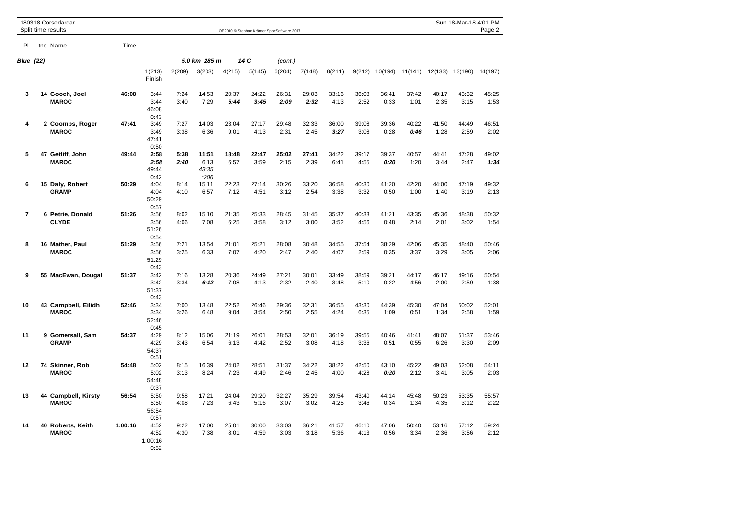180318 Corsedardar
Split time results

OE2010 © Stephan Krämer SportSoftware 2017

**Blue (22)** — 5.0 km 285 m — 14 C (cont.)

| Pl | tno | Name | Time | 1(213) Finish | 2(209) | 3(203) | 4(215) | 5(145) | 6(204) | 7(148) | 8(211) | 9(212) | 10(194) | 11(141) | 12(133) | 13(190) | 14(197) |
|---|---|---|---|---|---|---|---|---|---|---|---|---|---|---|---|---|---|
| 3 | 14 | **Gooch, Joel** | **46:08** | 3:44 | 7:24 | 14:53 | 20:37 | 24:22 | 26:31 | 29:03 | 33:16 | 36:08 | 36:41 | 37:42 | 40:17 | 43:32 | 45:25 |
| | | **MAROC** | | 3:44 | 3:40 | 7:29 | ***5:44*** | ***3:45*** | ***2:09*** | ***2:32*** | 4:13 | 2:52 | 0:33 | 1:01 | 2:35 | 3:15 | 1:53 |
| | | | | 46:08 | | | | | | | | | | | | | |
| | | | | 0:43 | | | | | | | | | | | | | |
| 4 | 2 | **Coombs, Roger** | **47:41** | 3:49 | 7:27 | 14:03 | 23:04 | 27:17 | 29:48 | 32:33 | 36:00 | 39:08 | 39:36 | 40:22 | 41:50 | 44:49 | 46:51 |
| | | **MAROC** | | 3:49 | 3:38 | 6:36 | 9:01 | 4:13 | 2:31 | 2:45 | ***3:27*** | 3:08 | 0:28 | ***0:46*** | 1:28 | 2:59 | 2:02 |
| | | | | 47:41 | | | | | | | | | | | | | |
| | | | | 0:50 | | | | | | | | | | | | | |
| 5 | 47 | **Getliff, John** | **49:44** | **2:58** | **5:38** | **11:51** | **18:48** | **22:47** | **25:02** | **27:41** | 34:22 | 39:17 | 39:37 | 40:57 | 44:41 | 47:28 | 49:02 |
| | | **MAROC** | | ***2:58*** | ***2:40*** | 6:13 | 6:57 | 3:59 | 2:15 | 2:39 | 6:41 | 4:55 | ***0:20*** | 1:20 | 3:44 | 2:47 | ***1:34*** |
| | | | | 49:44 | | *43:35* | | | | | | | | | | | |
| | | | | 0:42 | | **206* | | | | | | | | | | | |
| 6 | 15 | **Daly, Robert** | **50:29** | 4:04 | 8:14 | 15:11 | 22:23 | 27:14 | 30:26 | 33:20 | 36:58 | 40:30 | 41:20 | 42:20 | 44:00 | 47:19 | 49:32 |
| | | **GRAMP** | | 4:04 | 4:10 | 6:57 | 7:12 | 4:51 | 3:12 | 2:54 | 3:38 | 3:32 | 0:50 | 1:00 | 1:40 | 3:19 | 2:13 |
| | | | | 50:29 | | | | | | | | | | | | | |
| | | | | 0:57 | | | | | | | | | | | | | |
| 7 | 6 | **Petrie, Donald** | **51:26** | 3:56 | 8:02 | 15:10 | 21:35 | 25:33 | 28:45 | 31:45 | 35:37 | 40:33 | 41:21 | 43:35 | 45:36 | 48:38 | 50:32 |
| | | **CLYDE** | | 3:56 | 4:06 | 7:08 | 6:25 | 3:58 | 3:12 | 3:00 | 3:52 | 4:56 | 0:48 | 2:14 | 2:01 | 3:02 | 1:54 |
| | | | | 51:26 | | | | | | | | | | | | | |
| | | | | 0:54 | | | | | | | | | | | | | |
| 8 | 16 | **Mather, Paul** | **51:29** | 3:56 | 7:21 | 13:54 | 21:01 | 25:21 | 28:08 | 30:48 | 34:55 | 37:54 | 38:29 | 42:06 | 45:35 | 48:40 | 50:46 |
| | | **MAROC** | | 3:56 | 3:25 | 6:33 | 7:07 | 4:20 | 2:47 | 2:40 | 4:07 | 2:59 | 0:35 | 3:37 | 3:29 | 3:05 | 2:06 |
| | | | | 51:29 | | | | | | | | | | | | | |
| | | | | 0:43 | | | | | | | | | | | | | |
| 9 | 55 | **MacEwan, Dougal** | **51:37** | 3:42 | 7:16 | 13:28 | 20:36 | 24:49 | 27:21 | 30:01 | 33:49 | 38:59 | 39:21 | 44:17 | 46:17 | 49:16 | 50:54 |
| | | | | 3:42 | 3:34 | ***6:12*** | 7:08 | 4:13 | 2:32 | 2:40 | 3:48 | 5:10 | 0:22 | 4:56 | 2:00 | 2:59 | 1:38 |
| | | | | 51:37 | | | | | | | | | | | | | |
| | | | | 0:43 | | | | | | | | | | | | | |
| 10 | 43 | **Campbell, Eilidh** | **52:46** | 3:34 | 7:00 | 13:48 | 22:52 | 26:46 | 29:36 | 32:31 | 36:55 | 43:30 | 44:39 | 45:30 | 47:04 | 50:02 | 52:01 |
| | | **MAROC** | | 3:34 | 3:26 | 6:48 | 9:04 | 3:54 | 2:50 | 2:55 | 4:24 | 6:35 | 1:09 | 0:51 | 1:34 | 2:58 | 1:59 |
| | | | | 52:46 | | | | | | | | | | | | | |
| | | | | 0:45 | | | | | | | | | | | | | |
| 11 | 9 | **Gomersall, Sam** | **54:37** | 4:29 | 8:12 | 15:06 | 21:19 | 26:01 | 28:53 | 32:01 | 36:19 | 39:55 | 40:46 | 41:41 | 48:07 | 51:37 | 53:46 |
| | | **GRAMP** | | 4:29 | 3:43 | 6:54 | 6:13 | 4:42 | 2:52 | 3:08 | 4:18 | 3:36 | 0:51 | 0:55 | 6:26 | 3:30 | 2:09 |
| | | | | 54:37 | | | | | | | | | | | | | |
| | | | | 0:51 | | | | | | | | | | | | | |
| 12 | 74 | **Skinner, Rob** | **54:48** | 5:02 | 8:15 | 16:39 | 24:02 | 28:51 | 31:37 | 34:22 | 38:22 | 42:50 | 43:10 | 45:22 | 49:03 | 52:08 | 54:11 |
| | | **MAROC** | | 5:02 | 3:13 | 8:24 | 7:23 | 4:49 | 2:46 | 2:45 | 4:00 | 4:28 | ***0:20*** | 2:12 | 3:41 | 3:05 | 2:03 |
| | | | | 54:48 | | | | | | | | | | | | | |
| | | | | 0:37 | | | | | | | | | | | | | |
| 13 | 44 | **Campbell, Kirsty** | **56:54** | 5:50 | 9:58 | 17:21 | 24:04 | 29:20 | 32:27 | 35:29 | 39:54 | 43:40 | 44:14 | 45:48 | 50:23 | 53:35 | 55:57 |
| | | **MAROC** | | 5:50 | 4:08 | 7:23 | 6:43 | 5:16 | 3:07 | 3:02 | 4:25 | 3:46 | 0:34 | 1:34 | 4:35 | 3:12 | 2:22 |
| | | | | 56:54 | | | | | | | | | | | | | |
| | | | | 0:57 | | | | | | | | | | | | | |
| 14 | 40 | **Roberts, Keith** | **1:00:16** | 4:52 | 9:22 | 17:00 | 25:01 | 30:00 | 33:03 | 36:21 | 41:57 | 46:10 | 47:06 | 50:40 | 53:16 | 57:12 | 59:24 |
| | | **MAROC** | | 4:52 | 4:30 | 7:38 | 8:01 | 4:59 | 3:03 | 3:18 | 5:36 | 4:13 | 0:56 | 3:34 | 2:36 | 3:56 | 2:12 |
| | | | | 1:00:16 | | | | | | | | | | | | | |
| | | | | 0:52 | | | | | | | | | | | | | |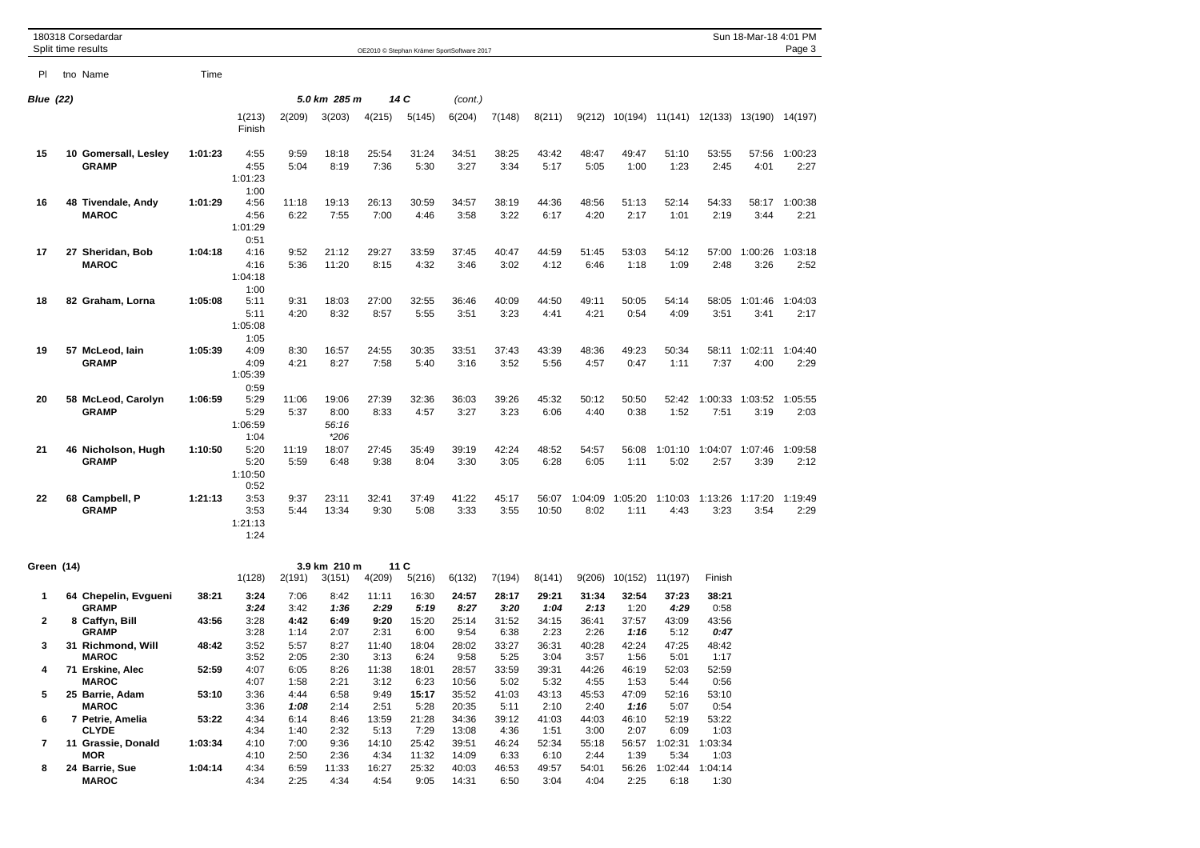180318 Corsedardar
Split time results

OE2010 © Stephan Krämer SportSoftware 2017

## Blue (22)

5.0 km 285 m 14 C (cont.)

| Pl | tno | Name | Time | 1(213) Finish | 2(209) | 3(203) | 4(215) | 5(145) | 6(204) | 7(148) | 8(211) | 9(212) | 10(194) | 11(141) | 12(133) | 13(190) | 14(197) |
|---|---|---|---|---|---|---|---|---|---|---|---|---|---|---|---|---|---|
| 15 | 10 | **Gomersall, Lesley** GRAMP | **1:01:23** | 4:55 / 4:55 / 1:01:23 / 1:00 | 9:59 / 5:04 | 18:18 / 8:19 | 25:54 / 7:36 | 31:24 / 5:30 | 34:51 / 3:27 | 38:25 / 3:34 | 43:42 / 5:17 | 48:47 / 5:05 | 49:47 / 1:00 | 51:10 / 1:23 | 53:55 / 2:45 | 57:56 / 4:01 | 1:00:23 / 2:27 |
| 16 | 48 | **Tivendale, Andy** MAROC | **1:01:29** | 4:56 / 4:56 / 1:01:29 / 0:51 | 11:18 / 6:22 | 19:13 / 7:55 | 26:13 / 7:00 | 30:59 / 4:46 | 34:57 / 3:58 | 38:19 / 3:22 | 44:36 / 6:17 | 48:56 / 4:20 | 51:13 / 2:17 | 52:14 / 1:01 | 54:33 / 2:19 | 58:17 / 3:44 | 1:00:38 / 2:21 |
| 17 | 27 | **Sheridan, Bob** MAROC | **1:04:18** | 4:16 / 4:16 / 1:04:18 / 1:00 | 9:52 / 5:36 | 21:12 / 11:20 | 29:27 / 8:15 | 33:59 / 4:32 | 37:45 / 3:46 | 40:47 / 3:02 | 44:59 / 4:12 | 51:45 / 6:46 | 53:03 / 1:18 | 54:12 / 1:09 | 57:00 / 2:48 | 1:00:26 / 3:26 | 1:03:18 / 2:52 |
| 18 | 82 | **Graham, Lorna** | **1:05:08** | 5:11 / 5:11 / 1:05:08 / 1:05 | 9:31 / 4:20 | 18:03 / 8:32 | 27:00 / 8:57 | 32:55 / 5:55 | 36:46 / 3:51 | 40:09 / 3:23 | 44:50 / 4:41 | 49:11 / 4:21 | 50:05 / 0:54 | 54:14 / 4:09 | 58:05 / 3:51 | 1:01:46 / 3:41 | 1:04:03 / 2:17 |
| 19 | 57 | **McLeod, Iain** GRAMP | **1:05:39** | 4:09 / 4:09 / 1:05:39 / 0:59 | 8:30 / 4:21 | 16:57 / 8:27 | 24:55 / 7:58 | 30:35 / 5:40 | 33:51 / 3:16 | 37:43 / 3:52 | 43:39 / 5:56 | 48:36 / 4:57 | 49:23 / 0:47 | 50:34 / 1:11 | 58:11 / 7:37 | 1:02:11 / 4:00 | 1:04:40 / 2:29 |
| 20 | 58 | **McLeod, Carolyn** GRAMP | **1:06:59** | 5:29 / 5:29 / 1:06:59 / 1:04 | 11:06 / 5:37 | 19:06 / 8:00 / *56:16* / **206* | 27:39 / 8:33 | 32:36 / 4:57 | 36:03 / 3:27 | 39:26 / 3:23 | 45:32 / 6:06 | 50:12 / 4:40 | 50:50 / 0:38 | 52:42 / 1:52 | 1:00:33 / 7:51 | 1:03:52 / 3:19 | 1:05:55 / 2:03 |
| 21 | 46 | **Nicholson, Hugh** GRAMP | **1:10:50** | 5:20 / 5:20 / 1:10:50 / 0:52 | 11:19 / 5:59 | 18:07 / 6:48 | 27:45 / 9:38 | 35:49 / 8:04 | 39:19 / 3:30 | 42:24 / 3:05 | 48:52 / 6:28 | 54:57 / 6:05 | 56:08 / 1:11 | 1:01:10 / 5:02 | 1:04:07 / 2:57 | 1:07:46 / 3:39 | 1:09:58 / 2:12 |
| 22 | 68 | **Campbell, P** GRAMP | **1:21:13** | 3:53 / 3:53 / 1:21:13 / 1:24 | 9:37 / 5:44 | 23:11 / 13:34 | 32:41 / 9:30 | 37:49 / 5:08 | 41:22 / 3:33 | 45:17 / 3:55 | 56:07 / 10:50 | 1:04:09 / 8:02 | 1:05:20 / 1:11 | 1:10:03 / 4:43 | 1:13:26 / 3:23 | 1:17:20 / 3:54 | 1:19:49 / 2:29 |

## Green (14)

3.9 km 210 m 11 C

| Pl | tno | Name | Time | 1(128) | 2(191) | 3(151) | 4(209) | 5(216) | 6(132) | 7(194) | 8(141) | 9(206) | 10(152) | 11(197) | Finish |
|---|---|---|---|---|---|---|---|---|---|---|---|---|---|---|---|
| 1 | 64 | **Chepelin, Evgueni** GRAMP | **38:21** | **3:24** / ***3:24*** | 7:06 / 3:42 | 8:42 / ***1:36*** | 11:11 / ***2:29*** | 16:30 / ***5:19*** | 24:57 / ***8:27*** | 28:17 / ***3:20*** | 29:21 / ***1:04*** | 31:34 / ***2:13*** | 32:54 / 1:20 | 37:23 / ***4:29*** | 38:21 / 0:58 |
| 2 | 8 | **Caffyn, Bill** GRAMP | **43:56** | 3:28 / 3:28 | **4:42** / 1:14 | 6:49 / 2:07 | 9:20 / 2:31 | 15:20 / 6:00 | 25:14 / 9:54 | 31:52 / 6:38 | 34:15 / 2:23 | 36:41 / 2:26 | 37:57 / ***1:16*** | 43:09 / 5:12 | 43:56 / ***0:47*** |
| 3 | 31 | **Richmond, Will** MAROC | **48:42** | 3:52 / 3:52 | 5:57 / 2:05 | 8:27 / 2:30 | 11:40 / 3:13 | 18:04 / 6:24 | 28:02 / 9:58 | 33:27 / 5:25 | 36:31 / 3:04 | 40:28 / 3:57 | 42:24 / 1:56 | 47:25 / 5:01 | 48:42 / 1:17 |
| 4 | 71 | **Erskine, Alec** MAROC | **52:59** | 4:07 / 4:07 | 6:05 / 1:58 | 8:26 / 2:21 | 11:38 / 3:12 | 18:01 / 6:23 | 28:57 / 10:56 | 33:59 / 5:02 | 39:31 / 5:32 | 44:26 / 4:55 | 46:19 / 1:53 | 52:03 / 5:44 | 52:59 / 0:56 |
| 5 | 25 | **Barrie, Adam** MAROC | **53:10** | 3:36 / 3:36 | 4:44 / ***1:08*** | 6:58 / 2:14 | 9:49 / 2:51 | **15:17** / 5:28 | 35:52 / 20:35 | 41:03 / 5:11 | 43:13 / 2:10 | 45:53 / 2:40 | 47:09 / ***1:16*** | 52:16 / 5:07 | 53:10 / 0:54 |
| 6 | 7 | **Petrie, Amelia** CLYDE | **53:22** | 4:34 / 4:34 | 6:14 / 1:40 | 8:46 / 2:32 | 13:59 / 5:13 | 21:28 / 7:29 | 34:36 / 13:08 | 39:12 / 4:36 | 41:03 / 1:51 | 44:03 / 3:00 | 46:10 / 2:07 | 52:19 / 6:09 | 53:22 / 1:03 |
| 7 | 11 | **Grassie, Donald** MOR | **1:03:34** | 4:10 / 4:10 | 7:00 / 2:50 | 9:36 / 2:36 | 14:10 / 4:34 | 25:42 / 11:32 | 39:51 / 14:09 | 46:24 / 6:33 | 52:34 / 6:10 | 55:18 / 2:44 | 56:57 / 1:39 | 1:02:31 / 5:34 | 1:03:34 / 1:03 |
| 8 | 24 | **Barrie, Sue** MAROC | **1:04:14** | 4:34 / 4:34 | 6:59 / 2:25 | 11:33 / 4:34 | 16:27 / 4:54 | 25:32 / 9:05 | 40:03 / 14:31 | 46:53 / 6:50 | 49:57 / 3:04 | 54:01 / 4:04 | 56:26 / 2:25 | 1:02:44 / 6:18 | 1:04:14 / 1:30 |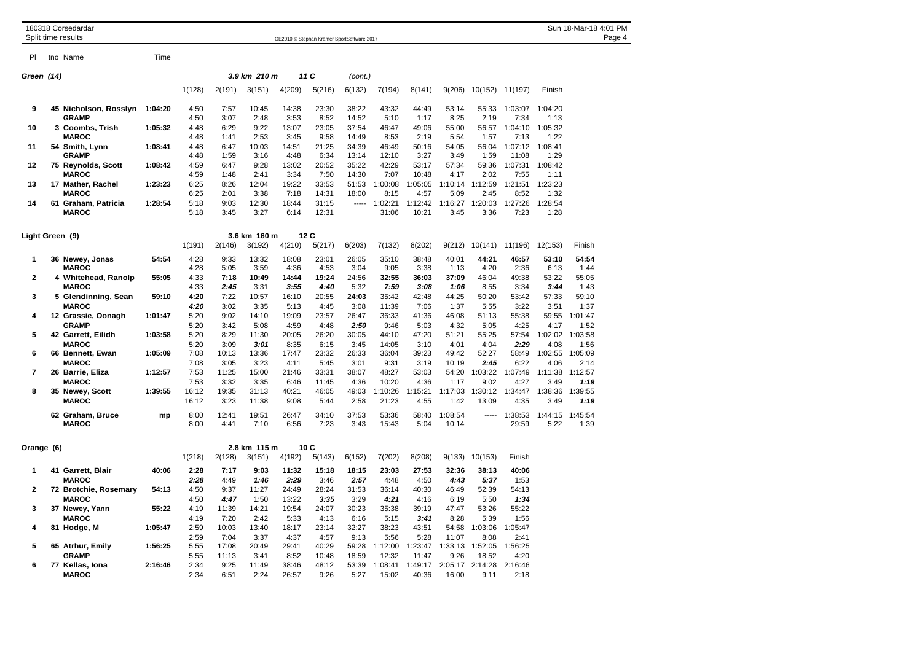Pl | tno Name | Time

## Green (14) — 3.9 km 210 m — 11 C (cont.)

| Pl | tno | Name | Time | 1(128) | 2(191) | 3(151) | 4(209) | 5(216) | 6(132) | 7(194) | 8(141) | 9(206) | 10(152) | 11(197) | Finish |
|---|---|---|---|---|---|---|---|---|---|---|---|---|---|---|---|
| 9 | 45 | Nicholson, Rosslyn | 1:04:20 | 4:50 | 7:57 | 10:45 | 14:38 | 23:30 | 38:22 | 43:32 | 44:49 | 53:14 | 55:33 | 1:03:07 | 1:04:20 |
| | | GRAMP | | 4:50 | 3:07 | 2:48 | 3:53 | 8:52 | 14:52 | 5:10 | 1:17 | 8:25 | 2:19 | 7:34 | 1:13 |
| 10 | 3 | Coombs, Trish | 1:05:32 | 4:48 | 6:29 | 9:22 | 13:07 | 23:05 | 37:54 | 46:47 | 49:06 | 55:00 | 56:57 | 1:04:10 | 1:05:32 |
| | | MAROC | | 4:48 | 1:41 | 2:53 | 3:45 | 9:58 | 14:49 | 8:53 | 2:19 | 5:54 | 1:57 | 7:13 | 1:22 |
| 11 | 54 | Smith, Lynn | 1:08:41 | 4:48 | 6:47 | 10:03 | 14:51 | 21:25 | 34:39 | 46:49 | 50:16 | 54:05 | 56:04 | 1:07:12 | 1:08:41 |
| | | GRAMP | | 4:48 | 1:59 | 3:16 | 4:48 | 6:34 | 13:14 | 12:10 | 3:27 | 3:49 | 1:59 | 11:08 | 1:29 |
| 12 | 75 | Reynolds, Scott | 1:08:42 | 4:59 | 6:47 | 9:28 | 13:02 | 20:52 | 35:22 | 42:29 | 53:17 | 57:34 | 59:36 | 1:07:31 | 1:08:42 |
| | | MAROC | | 4:59 | 1:48 | 2:41 | 3:34 | 7:50 | 14:30 | 7:07 | 10:48 | 4:17 | 2:02 | 7:55 | 1:11 |
| 13 | 17 | Mather, Rachel | 1:23:23 | 6:25 | 8:26 | 12:04 | 19:22 | 33:53 | 51:53 | 1:00:08 | 1:05:05 | 1:10:14 | 1:12:59 | 1:21:51 | 1:23:23 |
| | | MAROC | | 6:25 | 2:01 | 3:38 | 7:18 | 14:31 | 18:00 | 8:15 | 4:57 | 5:09 | 2:45 | 8:52 | 1:32 |
| 14 | 61 | Graham, Patricia | 1:28:54 | 5:18 | 9:03 | 12:30 | 18:44 | 31:15 | ----- | 1:02:21 | 1:12:42 | 1:16:27 | 1:20:03 | 1:27:26 | 1:28:54 |
| | | MAROC | | 5:18 | 3:45 | 3:27 | 6:14 | 12:31 | | 31:06 | 10:21 | 3:45 | 3:36 | 7:23 | 1:28 |

## Light Green (9) — 3.6 km 160 m — 12 C

| Pl | tno | Name | Time | 1(191) | 2(146) | 3(192) | 4(210) | 5(217) | 6(203) | 7(132) | 8(202) | 9(212) | 10(141) | 11(196) | 12(153) | Finish |
|---|---|---|---|---|---|---|---|---|---|---|---|---|---|---|---|---|
| 1 | 36 | Newey, Jonas | 54:54 | 4:28 | 9:33 | 13:32 | 18:08 | 23:01 | 26:05 | 35:10 | 38:48 | 40:01 | **44:21** | **46:57** | **53:10** | **54:54** |
| | | MAROC | | 4:28 | 5:05 | 3:59 | 4:36 | 4:53 | 3:04 | 9:05 | 3:38 | 1:13 | 4:20 | 2:36 | 6:13 | 1:44 |
| 2 | 4 | Whitehead, Ranolp | 55:05 | 4:33 | **7:18** | **10:49** | **14:44** | **19:24** | 24:56 | **32:55** | **36:03** | **37:09** | 46:04 | 49:38 | 53:22 | 55:05 |
| | | MAROC | | 4:33 | ***2:45*** | 3:31 | ***3:55*** | ***4:40*** | 5:32 | ***7:59*** | ***3:08*** | ***1:06*** | 8:55 | 3:34 | ***3:44*** | 1:43 |
| 3 | 5 | Glendinning, Sean | 59:10 | **4:20** | 7:22 | 10:57 | 16:10 | 20:55 | **24:03** | 35:42 | 42:48 | 44:25 | 50:20 | 53:42 | 57:33 | 59:10 |
| | | MAROC | | ***4:20*** | 3:02 | 3:35 | 5:13 | 4:45 | 3:08 | 11:39 | 7:06 | 1:37 | 5:55 | 3:22 | 3:51 | 1:37 |
| 4 | 12 | Grassie, Oonagh | 1:01:47 | 5:20 | 9:02 | 14:10 | 19:09 | 23:57 | 26:47 | 36:33 | 41:36 | 46:08 | 51:13 | 55:38 | 59:55 | 1:01:47 |
| | | GRAMP | | 5:20 | 3:42 | 5:08 | 4:59 | 4:48 | ***2:50*** | 9:46 | 5:03 | 4:32 | 5:05 | 4:25 | 4:17 | 1:52 |
| 5 | 42 | Garrett, Eilidh | 1:03:58 | 5:20 | 8:29 | 11:30 | 20:05 | 26:20 | 30:05 | 44:10 | 47:20 | 51:21 | 55:25 | 57:54 | 1:02:02 | 1:03:58 |
| | | MAROC | | 5:20 | 3:09 | ***3:01*** | 8:35 | 6:15 | 3:45 | 14:05 | 3:10 | 4:01 | 4:04 | ***2:29*** | 4:08 | 1:56 |
| 6 | 66 | Bennett, Ewan | 1:05:09 | 7:08 | 10:13 | 13:36 | 17:47 | 23:32 | 26:33 | 36:04 | 39:23 | 49:42 | 52:27 | 58:49 | 1:02:55 | 1:05:09 |
| | | MAROC | | 7:08 | 3:05 | 3:23 | 4:11 | 5:45 | 3:01 | 9:31 | 3:19 | 10:19 | ***2:45*** | 6:22 | 4:06 | 2:14 |
| 7 | 26 | Barrie, Eliza | 1:12:57 | 7:53 | 11:25 | 15:00 | 21:46 | 33:31 | 38:07 | 48:27 | 53:03 | 54:20 | 1:03:22 | 1:07:49 | 1:11:38 | 1:12:57 |
| | | MAROC | | 7:53 | 3:32 | 3:35 | 6:46 | 11:45 | 4:36 | 10:20 | 4:36 | 1:17 | 9:02 | 4:27 | 3:49 | ***1:19*** |
| 8 | 35 | Newey, Scott | 1:39:55 | 16:12 | 19:35 | 31:13 | 40:21 | 46:05 | 49:03 | 1:10:26 | 1:15:21 | 1:17:03 | 1:30:12 | 1:34:47 | 1:38:36 | 1:39:55 |
| | | MAROC | | 16:12 | 3:23 | 11:38 | 9:08 | 5:44 | 2:58 | 21:23 | 4:55 | 1:42 | 13:09 | 4:35 | 3:49 | ***1:19*** |
| | 62 | Graham, Bruce | mp | 8:00 | 12:41 | 19:51 | 26:47 | 34:10 | 37:53 | 53:36 | 58:40 | 1:08:54 | ----- | 1:38:53 | 1:44:15 | 1:45:54 |
| | | MAROC | | 8:00 | 4:41 | 7:10 | 6:56 | 7:23 | 3:43 | 15:43 | 5:04 | 10:14 | | 29:59 | 5:22 | 1:39 |

## Orange (6) — 2.8 km 115 m — 10 C

| Pl | tno | Name | Time | 1(218) | 2(128) | 3(151) | 4(192) | 5(143) | 6(152) | 7(202) | 8(208) | 9(133) | 10(153) | Finish |
|---|---|---|---|---|---|---|---|---|---|---|---|---|---|---|
| 1 | 41 | Garrett, Blair | 40:06 | **2:28** | **7:17** | **9:03** | **11:32** | **15:18** | **18:15** | **23:03** | **27:53** | **32:36** | **38:13** | **40:06** |
| | | MAROC | | ***2:28*** | 4:49 | ***1:46*** | ***2:29*** | 3:46 | ***2:57*** | 4:48 | 4:50 | ***4:43*** | ***5:37*** | 1:53 |
| 2 | 72 | Brotchie, Rosemary | 54:13 | 4:50 | 9:37 | 11:27 | 24:49 | 28:24 | 31:53 | 36:14 | 40:30 | 46:49 | 52:39 | 54:13 |
| | | MAROC | | 4:50 | ***4:47*** | 1:50 | 13:22 | ***3:35*** | 3:29 | ***4:21*** | 4:16 | 6:19 | 5:50 | ***1:34*** |
| 3 | 37 | Newey, Yann | 55:22 | 4:19 | 11:39 | 14:21 | 19:54 | 24:07 | 30:23 | 35:38 | 39:19 | 47:47 | 53:26 | 55:22 |
| | | MAROC | | 4:19 | 7:20 | 2:42 | 5:33 | 4:13 | 6:16 | 5:15 | ***3:41*** | 8:28 | 5:39 | 1:56 |
| 4 | 81 | Hodge, M | 1:05:47 | 2:59 | 10:03 | 13:40 | 18:17 | 23:14 | 32:27 | 38:23 | 43:51 | 54:58 | 1:03:06 | 1:05:47 |
| | | | | 2:59 | 7:04 | 3:37 | 4:37 | 4:57 | 9:13 | 5:56 | 5:28 | 11:07 | 8:08 | 2:41 |
| 5 | 65 | Atrhur, Emily | 1:56:25 | 5:55 | 17:08 | 20:49 | 29:41 | 40:29 | 59:28 | 1:12:00 | 1:23:47 | 1:33:13 | 1:52:05 | 1:56:25 |
| | | GRAMP | | 5:55 | 11:13 | 3:41 | 8:52 | 10:48 | 18:59 | 12:32 | 11:47 | 9:26 | 18:52 | 4:20 |
| 6 | 77 | Kellas, Iona | 2:16:46 | 2:34 | 9:25 | 11:49 | 38:46 | 48:12 | 53:39 | 1:08:41 | 1:49:17 | 2:05:17 | 2:14:28 | 2:16:46 |
| | | MAROC | | 2:34 | 6:51 | 2:24 | 26:57 | 9:26 | 5:27 | 15:02 | 40:36 | 16:00 | 9:11 | 2:18 |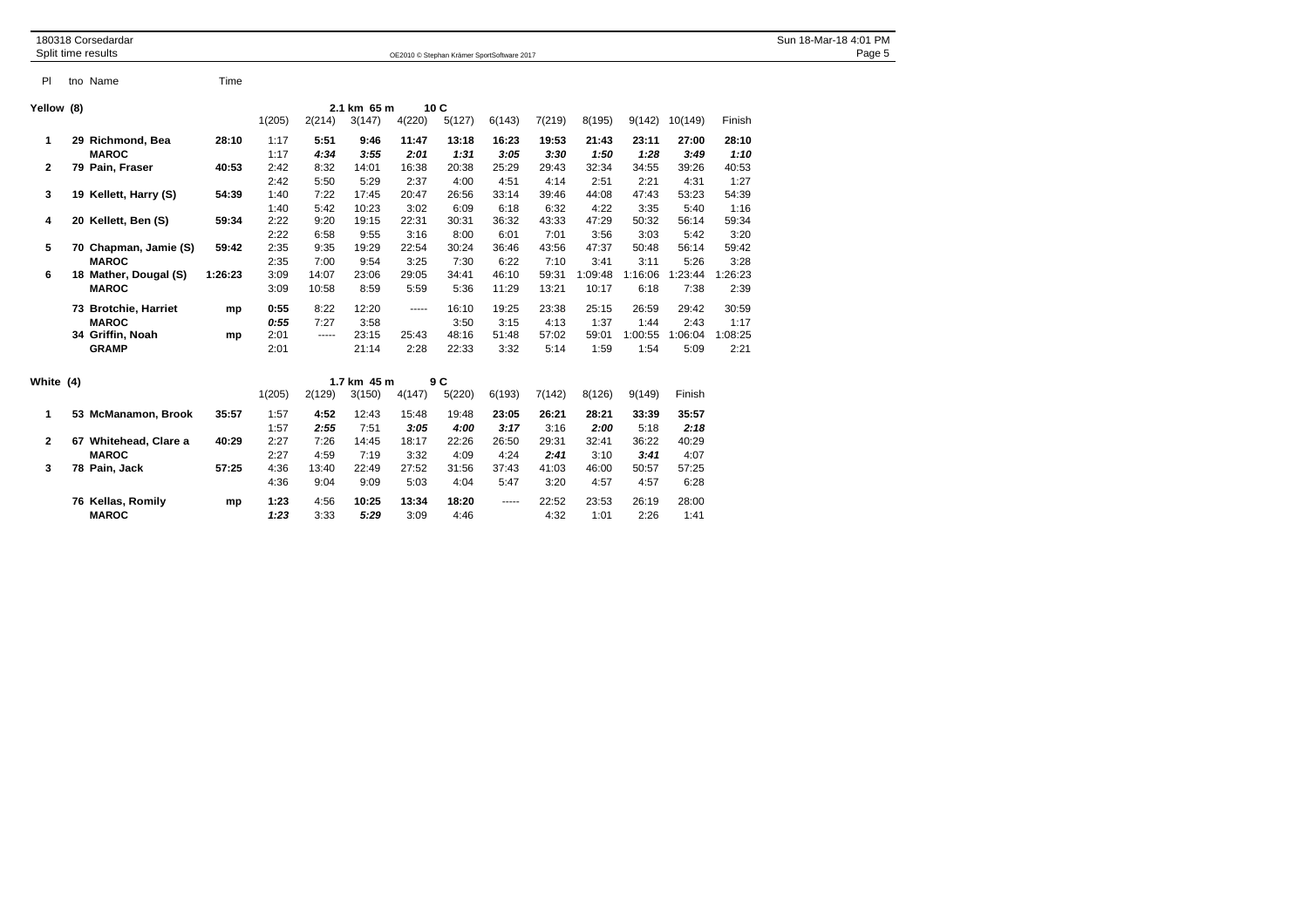180318 Corsedardar
Split time results

| Pl | tno Name | Time | | | | | | | | | | | |
|---|---|---|---|---|---|---|---|---|---|---|---|---|---|
| **Yellow (8)** | | | | | **2.1 km 65 m** | | **10 C** | | | | | | |
| | | | 1(205) | 2(214) | 3(147) | 4(220) | 5(127) | 6(143) | 7(219) | 8(195) | 9(142) | 10(149) | Finish |
| **1** | **29 Richmond, Bea** | **28:10** | 1:17 | **5:51** | **9:46** | **11:47** | **13:18** | **16:23** | **19:53** | **21:43** | **23:11** | **27:00** | **28:10** |
| | **MAROC** | | 1:17 | ***4:34*** | ***3:55*** | ***2:01*** | ***1:31*** | ***3:05*** | ***3:30*** | ***1:50*** | ***1:28*** | ***3:49*** | ***1:10*** |
| **2** | **79 Pain, Fraser** | **40:53** | 2:42 | 8:32 | 14:01 | 16:38 | 20:38 | 25:29 | 29:43 | 32:34 | 34:55 | 39:26 | 40:53 |
| | | | 2:42 | 5:50 | 5:29 | 2:37 | 4:00 | 4:51 | 4:14 | 2:51 | 2:21 | 4:31 | 1:27 |
| **3** | **19 Kellett, Harry (S)** | **54:39** | 1:40 | 7:22 | 17:45 | 20:47 | 26:56 | 33:14 | 39:46 | 44:08 | 47:43 | 53:23 | 54:39 |
| | | | 1:40 | 5:42 | 10:23 | 3:02 | 6:09 | 6:18 | 6:32 | 4:22 | 3:35 | 5:40 | 1:16 |
| **4** | **20 Kellett, Ben (S)** | **59:34** | 2:22 | 9:20 | 19:15 | 22:31 | 30:31 | 36:32 | 43:33 | 47:29 | 50:32 | 56:14 | 59:34 |
| | | | 2:22 | 6:58 | 9:55 | 3:16 | 8:00 | 6:01 | 7:01 | 3:56 | 3:03 | 5:42 | 3:20 |
| **5** | **70 Chapman, Jamie (S)** | **59:42** | 2:35 | 9:35 | 19:29 | 22:54 | 30:24 | 36:46 | 43:56 | 47:37 | 50:48 | 56:14 | 59:42 |
| | **MAROC** | | 2:35 | 7:00 | 9:54 | 3:25 | 7:30 | 6:22 | 7:10 | 3:41 | 3:11 | 5:26 | 3:28 |
| **6** | **18 Mather, Dougal (S)** | **1:26:23** | 3:09 | 14:07 | 23:06 | 29:05 | 34:41 | 46:10 | 59:31 | 1:09:48 | 1:16:06 | 1:23:44 | 1:26:23 |
| | **MAROC** | | 3:09 | 10:58 | 8:59 | 5:59 | 5:36 | 11:29 | 13:21 | 10:17 | 6:18 | 7:38 | 2:39 |
| | **73 Brotchie, Harriet** | **mp** | **0:55** | 8:22 | 12:20 | ----- | 16:10 | 19:25 | 23:38 | 25:15 | 26:59 | 29:42 | 30:59 |
| | **MAROC** | | ***0:55*** | 7:27 | 3:58 | | 3:50 | 3:15 | 4:13 | 1:37 | 1:44 | 2:43 | 1:17 |
| | **34 Griffin, Noah** | **mp** | 2:01 | ----- | 23:15 | 25:43 | 48:16 | 51:48 | 57:02 | 59:01 | 1:00:55 | 1:06:04 | 1:08:25 |
| | **GRAMP** | | 2:01 | | 21:14 | 2:28 | 22:33 | 3:32 | 5:14 | 1:59 | 1:54 | 5:09 | 2:21 |

| Pl | tno Name | Time | | | | | | | | | | |
|---|---|---|---|---|---|---|---|---|---|---|---|---|
| **White (4)** | | | | | **1.7 km 45 m** | | **9 C** | | | | | |
| | | | 1(205) | 2(129) | 3(150) | 4(147) | 5(220) | 6(193) | 7(142) | 8(126) | 9(149) | Finish |
| **1** | **53 McManamon, Brook** | **35:57** | 1:57 | **4:52** | 12:43 | 15:48 | 19:48 | **23:05** | **26:21** | **28:21** | **33:39** | **35:57** |
| | | | 1:57 | ***2:55*** | 7:51 | ***3:05*** | ***4:00*** | ***3:17*** | 3:16 | ***2:00*** | 5:18 | ***2:18*** |
| **2** | **67 Whitehead, Clare a** | **40:29** | 2:27 | 7:26 | 14:45 | 18:17 | 22:26 | 26:50 | 29:31 | 32:41 | 36:22 | 40:29 |
| | **MAROC** | | 2:27 | 4:59 | 7:19 | 3:32 | 4:09 | 4:24 | ***2:41*** | 3:10 | ***3:41*** | 4:07 |
| **3** | **78 Pain, Jack** | **57:25** | 4:36 | 13:40 | 22:49 | 27:52 | 31:56 | 37:43 | 41:03 | 46:00 | 50:57 | 57:25 |
| | | | 4:36 | 9:04 | 9:09 | 5:03 | 4:04 | 5:47 | 3:20 | 4:57 | 4:57 | 6:28 |
| | **76 Kellas, Romily** | **mp** | **1:23** | 4:56 | **10:25** | **13:34** | **18:20** | ----- | 22:52 | 23:53 | 26:19 | 28:00 |
| | **MAROC** | | ***1:23*** | 3:33 | ***5:29*** | 3:09 | 4:46 | | 4:32 | 1:01 | 2:26 | 1:41 |